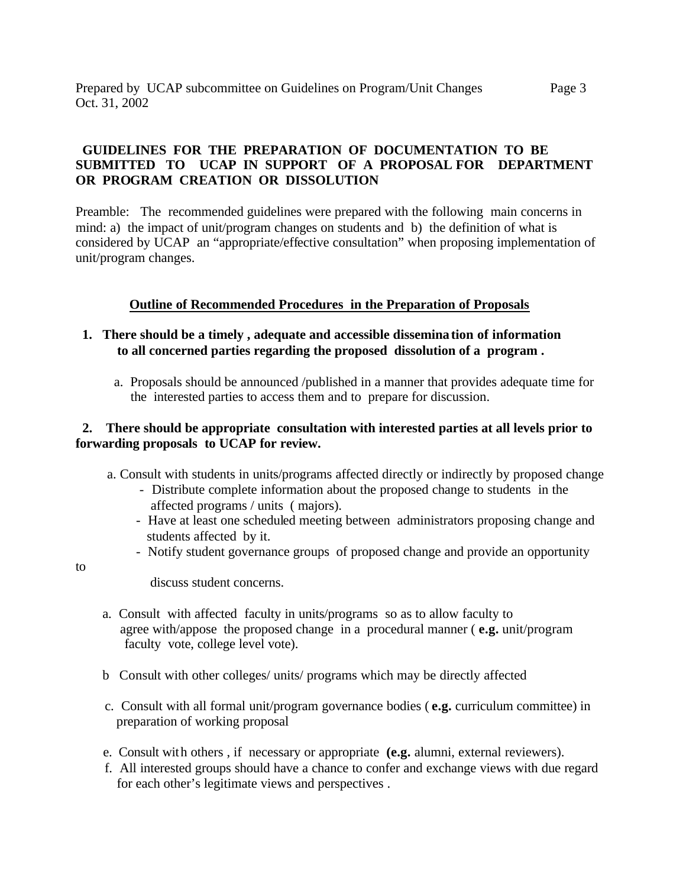## GUIDELINES FOR THE PREPARATION OF DOCUMENTATION TO BE SUBMITTED TO UCAP IN SUPPORT OF A PROPOSAL FOR DEPARTMENT OR PROGRAM CREATION OR DISSOLUTION

Preamble: The recommended guidelines were prepared with the following main concerns in mind: a) the impact of unit/program changes on students and b) the definition of what is considered by UCAP an "appropriate/effective consultation" when proposing implementation of unit/program changes.

### Outline of Recommended Procedures in the Preparation of Proposals

1. **There should be a timely , adequate and accessible dissemination of information to all concerned parties regarding the proposed dissolution of a program .**

   a. Proposals should be announced /published in a manner that provides adequate time for the interested parties to access them and to prepare for discussion.

2. **There should be appropriate consultation with interested parties at all levels prior to forwarding proposals to UCAP for review.**

   a. Consult with students in units/programs affected directly or indirectly by proposed change
      - Distribute complete information about the proposed change to students in the affected programs / units ( majors).
      - Have at least one scheduled meeting between administrators proposing change and students affected by it.
      - Notify student governance groups of proposed change and provide an opportunity to discuss student concerns.

   a. Consult with affected faculty in units/programs so as to allow faculty to agree with/appose the proposed change in a procedural manner ( **e.g.** unit/program faculty vote, college level vote).

   b Consult with other colleges/ units/ programs which may be directly affected

   c. Consult with all formal unit/program governance bodies ( **e.g.** curriculum committee) in preparation of working proposal

   e. Consult with others , if necessary or appropriate **(e.g.** alumni, external reviewers).

   f. All interested groups should have a chance to confer and exchange views with due regard for each other's legitimate views and perspectives .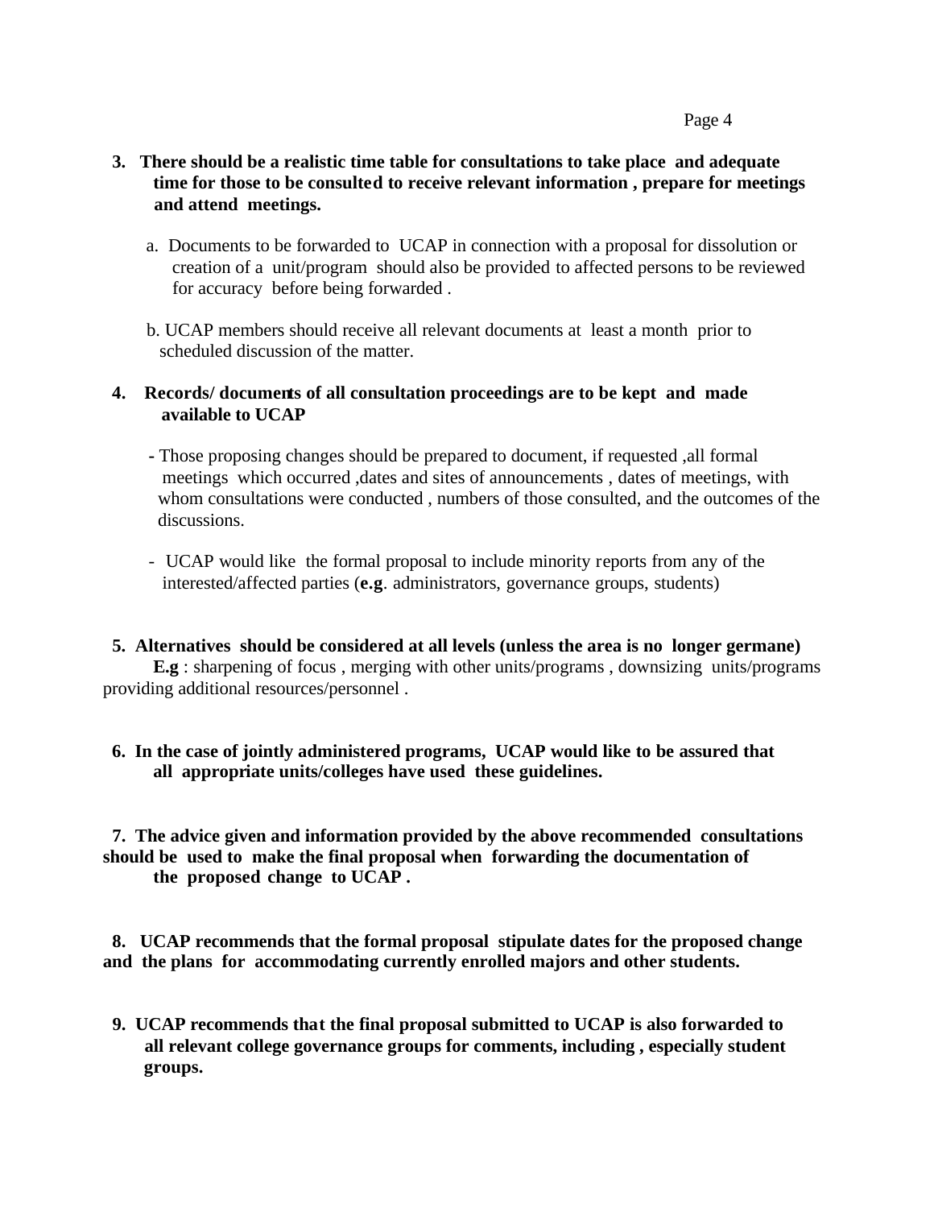3. **There should be a realistic time table for consultations to take place and adequate time for those to be consulted to receive relevant information , prepare for meetings and attend meetings.**

   a. Documents to be forwarded to UCAP in connection with a proposal for dissolution or creation of a unit/program should also be provided to affected persons to be reviewed for accuracy before being forwarded .

   b. UCAP members should receive all relevant documents at least a month prior to scheduled discussion of the matter.

4. **Records/ documents of all consultation proceedings are to be kept and made available to UCAP**

   - Those proposing changes should be prepared to document, if requested ,all formal meetings which occurred ,dates and sites of announcements , dates of meetings, with whom consultations were conducted , numbers of those consulted, and the outcomes of the discussions.

   - UCAP would like the formal proposal to include minority reports from any of the interested/affected parties (**e.g**. administrators, governance groups, students)

5. **Alternatives should be considered at all levels (unless the area is no longer germane)**
   **E.g** : sharpening of focus , merging with other units/programs , downsizing units/programs providing additional resources/personnel .

6. **In the case of jointly administered programs, UCAP would like to be assured that all appropriate units/colleges have used these guidelines.**

7. **The advice given and information provided by the above recommended consultations should be used to make the final proposal when forwarding the documentation of the proposed change to UCAP .**

8. **UCAP recommends that the formal proposal stipulate dates for the proposed change and the plans for accommodating currently enrolled majors and other students.**

9. **UCAP recommends that the final proposal submitted to UCAP is also forwarded to all relevant college governance groups for comments, including , especially student groups.**